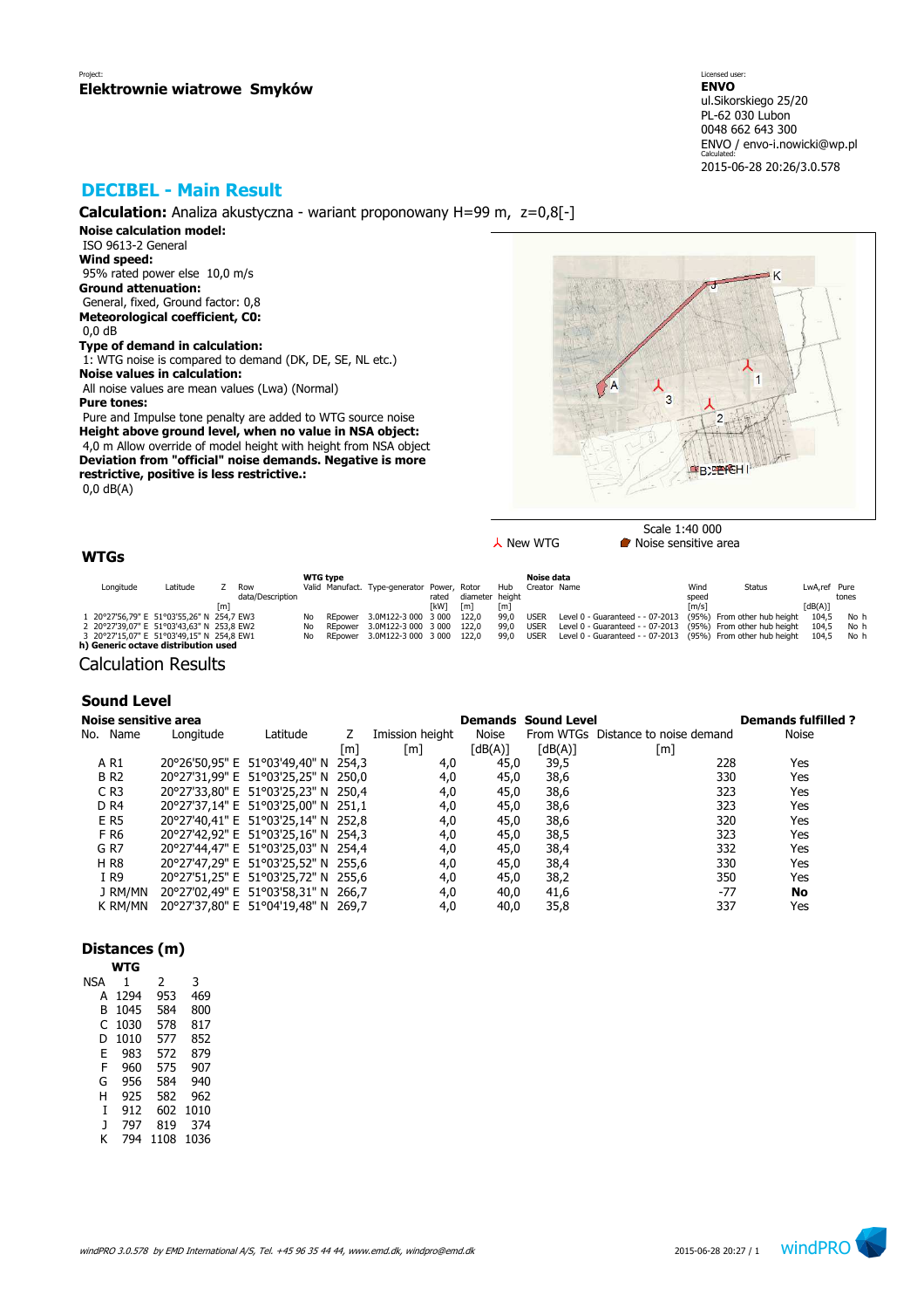Project:
**Elektrownie wiatrowe Smyków**

Licensed user:
**ENVO**
ul.Sikorskiego 25/20
PL-62 030 Lubon
0048 662 643 300
ENVO / envo-i.nowicki@wp.pl
Calculated:
2015-06-28 20:26/3.0.578

# DECIBEL - Main Result

**Calculation:** Analiza akustyczna - wariant proponowany H=99 m, z=0,8[-]

**Noise calculation model:**
ISO 9613-2 General
**Wind speed:**
95% rated power else 10,0 m/s
**Ground attenuation:**
General, fixed, Ground factor: 0,8
**Meteorological coefficient, C0:**
0,0 dB
**Type of demand in calculation:**
1: WTG noise is compared to demand (DK, DE, SE, NL etc.)
**Noise values in calculation:**
All noise values are mean values (Lwa) (Normal)
**Pure tones:**
Pure and Impulse tone penalty are added to WTG source noise
**Height above ground level, when no value in NSA object:**
4,0 m Allow override of model height with height from NSA object
**Deviation from "official" noise demands. Negative is more restrictive, positive is less restrictive.:**
0,0 dB(A)

Scale 1:40 000
New WTG    Noise sensitive area

## WTGs

| | Longitude | Latitude | Z | Row data/Description | WTG type Valid | Manufact. | Type-generator | Power, rated | Rotor diameter | Hub height | Noise data Creator | Name | Wind speed | Status | LwA,ref | Pure tones |
|---|---|---|---|---|---|---|---|---|---|---|---|---|---|---|---|---|
| | | | [m] | | | | | [kW] | [m] | [m] | | | [m/s] | | [dB(A)] | |
| 1 | 20°27'56,79" E | 51°03'55,26" N | 254,7 | EW3 | No | REpower | 3.0M122-3 000 | 3 000 | 122,0 | 99,0 | USER | Level 0 - Guaranteed - - 07-2013 | (95%) | From other hub height | 104,5 | No h |
| 2 | 20°27'39,07" E | 51°03'43,63" N | 253,8 | EW2 | No | REpower | 3.0M122-3 000 | 3 000 | 122,0 | 99,0 | USER | Level 0 - Guaranteed - - 07-2013 | (95%) | From other hub height | 104,5 | No h |
| 3 | 20°27'15,07" E | 51°03'49,15" N | 254,8 | EW1 | No | REpower | 3.0M122-3 000 | 3 000 | 122,0 | 99,0 | USER | Level 0 - Guaranteed - - 07-2013 | (95%) | From other hub height | 104,5 | No h |

**h) Generic octave distribution used**

# Calculation Results

## Sound Level

| Noise sensitive area No. | Name | Longitude | Latitude | Z | Imission height | Demands Noise | Sound Level From WTGs | Distance to noise demand | Demands fulfilled ? Noise |
|---|---|---|---|---|---|---|---|---|---|
| | | | | [m] | [m] | [dB(A)] | [dB(A)] | [m] | |
| A | R1 | 20°26'50,95" E | 51°03'49,40" N | 254,3 | 4,0 | 45,0 | 39,5 | 228 | Yes |
| B | R2 | 20°27'31,99" E | 51°03'25,25" N | 250,0 | 4,0 | 45,0 | 38,6 | 330 | Yes |
| C | R3 | 20°27'33,80" E | 51°03'25,23" N | 250,4 | 4,0 | 45,0 | 38,6 | 323 | Yes |
| D | R4 | 20°27'37,14" E | 51°03'25,00" N | 251,1 | 4,0 | 45,0 | 38,6 | 323 | Yes |
| E | R5 | 20°27'40,41" E | 51°03'25,14" N | 252,8 | 4,0 | 45,0 | 38,6 | 320 | Yes |
| F | R6 | 20°27'42,92" E | 51°03'25,16" N | 254,3 | 4,0 | 45,0 | 38,5 | 323 | Yes |
| G | R7 | 20°27'44,47" E | 51°03'25,03" N | 254,4 | 4,0 | 45,0 | 38,4 | 332 | Yes |
| H | R8 | 20°27'47,29" E | 51°03'25,52" N | 255,6 | 4,0 | 45,0 | 38,4 | 330 | Yes |
| I | R9 | 20°27'51,25" E | 51°03'25,72" N | 255,6 | 4,0 | 45,0 | 38,2 | 350 | Yes |
| J | RM/MN | 20°27'02,49" E | 51°03'58,31" N | 266,7 | 4,0 | 40,0 | 41,6 | -77 | **No** |
| K | RM/MN | 20°27'37,80" E | 51°04'19,48" N | 269,7 | 4,0 | 40,0 | 35,8 | 337 | Yes |

## Distances (m)

| NSA | WTG 1 | 2 | 3 |
|---|---|---|---|
| A | 1294 | 953 | 469 |
| B | 1045 | 584 | 800 |
| C | 1030 | 578 | 817 |
| D | 1010 | 577 | 852 |
| E | 983 | 572 | 879 |
| F | 960 | 575 | 907 |
| G | 956 | 584 | 940 |
| H | 925 | 582 | 962 |
| I | 912 | 602 | 1010 |
| J | 797 | 819 | 374 |
| K | 794 | 1108 | 1036 |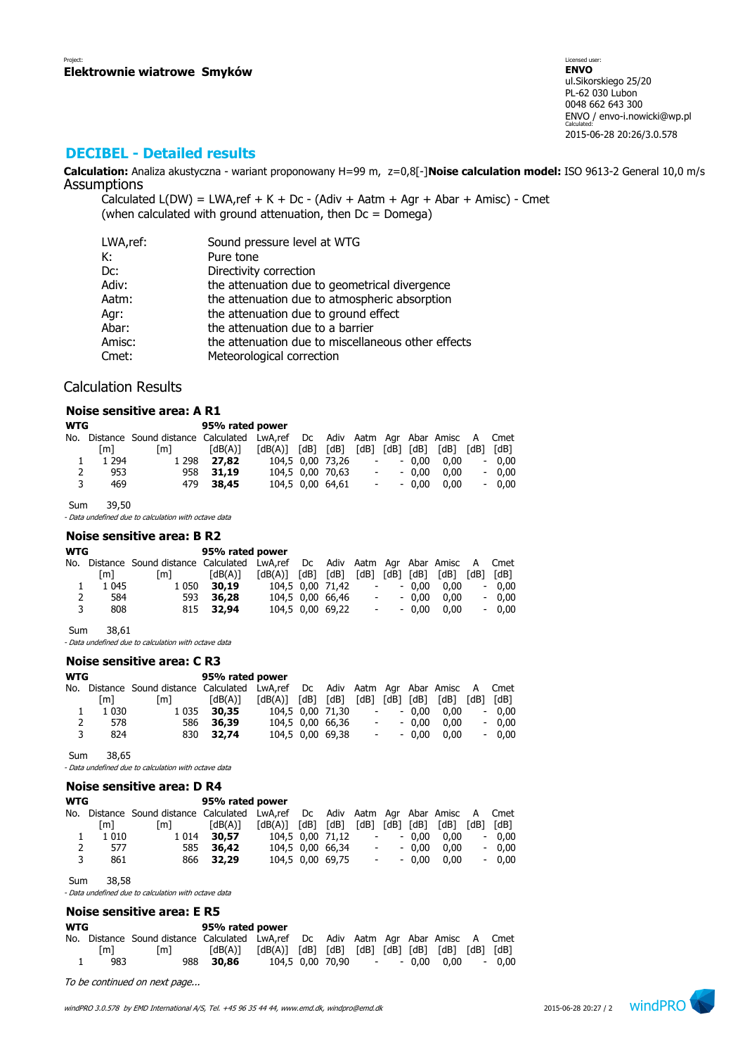Project:
**Elektrownie wiatrowe Smyków**

Licensed user:
**ENVO**
ul.Sikorskiego 25/20
PL-62 030 Lubon
0048 662 643 300
ENVO / envo-i.nowicki@wp.pl
Calculated:
2015-06-28 20:26/3.0.578

## DECIBEL - Detailed results

**Calculation:** Analiza akustyczna - wariant proponowany H=99 m, z=0,8[-]**Noise calculation model:** ISO 9613-2 General 10,0 m/s

Assumptions

Calculated L(DW) = LWA,ref + K + Dc - (Adiv + Aatm + Agr + Abar + Amisc) - Cmet
(when calculated with ground attenuation, then Dc = Domega)

| | |
|---|---|
| LWA,ref: | Sound pressure level at WTG |
| K: | Pure tone |
| Dc: | Directivity correction |
| Adiv: | the attenuation due to geometrical divergence |
| Aatm: | the attenuation due to atmospheric absorption |
| Agr: | the attenuation due to ground effect |
| Abar: | the attenuation due to a barrier |
| Amisc: | the attenuation due to miscellaneous other effects |
| Cmet: | Meteorological correction |

Calculation Results

### Noise sensitive area: A R1

| WTG | | | 95% rated power | | | | | | | | | |
|---|---|---|---|---|---|---|---|---|---|---|---|---|
| No. | Distance | Sound distance | Calculated | LwA,ref | Dc | Adiv | Aatm | Agr | Abar | Amisc | A | Cmet |
| | [m] | [m] | [dB(A)] | [dB(A)] | [dB] | [dB] | [dB] | [dB] | [dB] | [dB] | [dB] | [dB] |
| 1 | 1 294 | 1 298 | **27,82** | 104,5 | 0,00 | 73,26 | - | - | 0,00 | 0,00 | - | 0,00 |
| 2 | 953 | 958 | **31,19** | 104,5 | 0,00 | 70,63 | - | - | 0,00 | 0,00 | - | 0,00 |
| 3 | 469 | 479 | **38,45** | 104,5 | 0,00 | 64,61 | - | - | 0,00 | 0,00 | - | 0,00 |

Sum 39,50

*- Data undefined due to calculation with octave data*

### Noise sensitive area: B R2

| WTG | | | 95% rated power | | | | | | | | | |
|---|---|---|---|---|---|---|---|---|---|---|---|---|
| No. | Distance | Sound distance | Calculated | LwA,ref | Dc | Adiv | Aatm | Agr | Abar | Amisc | A | Cmet |
| | [m] | [m] | [dB(A)] | [dB(A)] | [dB] | [dB] | [dB] | [dB] | [dB] | [dB] | [dB] | [dB] |
| 1 | 1 045 | 1 050 | **30,19** | 104,5 | 0,00 | 71,42 | - | - | 0,00 | 0,00 | - | 0,00 |
| 2 | 584 | 593 | **36,28** | 104,5 | 0,00 | 66,46 | - | - | 0,00 | 0,00 | - | 0,00 |
| 3 | 808 | 815 | **32,94** | 104,5 | 0,00 | 69,22 | - | - | 0,00 | 0,00 | - | 0,00 |

Sum 38,61

*- Data undefined due to calculation with octave data*

### Noise sensitive area: C R3

| WTG | | | 95% rated power | | | | | | | | | |
|---|---|---|---|---|---|---|---|---|---|---|---|---|
| No. | Distance | Sound distance | Calculated | LwA,ref | Dc | Adiv | Aatm | Agr | Abar | Amisc | A | Cmet |
| | [m] | [m] | [dB(A)] | [dB(A)] | [dB] | [dB] | [dB] | [dB] | [dB] | [dB] | [dB] | [dB] |
| 1 | 1 030 | 1 035 | **30,35** | 104,5 | 0,00 | 71,30 | - | - | 0,00 | 0,00 | - | 0,00 |
| 2 | 578 | 586 | **36,39** | 104,5 | 0,00 | 66,36 | - | - | 0,00 | 0,00 | - | 0,00 |
| 3 | 824 | 830 | **32,74** | 104,5 | 0,00 | 69,38 | - | - | 0,00 | 0,00 | - | 0,00 |

Sum 38,65

*- Data undefined due to calculation with octave data*

### Noise sensitive area: D R4

| WTG | | | 95% rated power | | | | | | | | | |
|---|---|---|---|---|---|---|---|---|---|---|---|---|
| No. | Distance | Sound distance | Calculated | LwA,ref | Dc | Adiv | Aatm | Agr | Abar | Amisc | A | Cmet |
| | [m] | [m] | [dB(A)] | [dB(A)] | [dB] | [dB] | [dB] | [dB] | [dB] | [dB] | [dB] | [dB] |
| 1 | 1 010 | 1 014 | **30,57** | 104,5 | 0,00 | 71,12 | - | - | 0,00 | 0,00 | - | 0,00 |
| 2 | 577 | 585 | **36,42** | 104,5 | 0,00 | 66,34 | - | - | 0,00 | 0,00 | - | 0,00 |
| 3 | 861 | 866 | **32,29** | 104,5 | 0,00 | 69,75 | - | - | 0,00 | 0,00 | - | 0,00 |

Sum 38,58

*- Data undefined due to calculation with octave data*

### Noise sensitive area: E R5

| WTG | | | 95% rated power | | | | | | | | | |
|---|---|---|---|---|---|---|---|---|---|---|---|---|
| No. | Distance | Sound distance | Calculated | LwA,ref | Dc | Adiv | Aatm | Agr | Abar | Amisc | A | Cmet |
| | [m] | [m] | [dB(A)] | [dB(A)] | [dB] | [dB] | [dB] | [dB] | [dB] | [dB] | [dB] | [dB] |
| 1 | 983 | 988 | **30,86** | 104,5 | 0,00 | 70,90 | - | - | 0,00 | 0,00 | - | 0,00 |

*To be continued on next page...*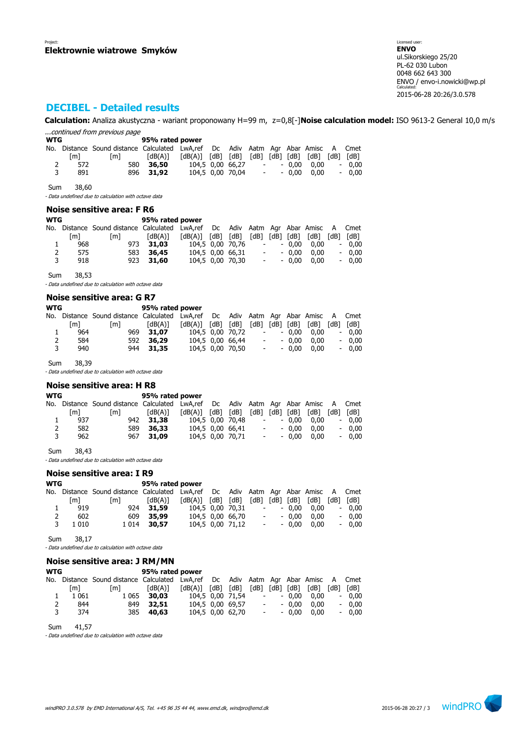Project:
**Elektrownie wiatrowe Smyków**

Licensed user:
**ENVO**
ul.Sikorskiego 25/20
PL-62 030 Lubon
0048 662 643 300
ENVO / envo-i.nowicki@wp.pl
Calculated:
2015-06-28 20:26/3.0.578

## DECIBEL - Detailed results

**Calculation:** Analiza akustyczna - wariant proponowany H=99 m, z=0,8[-]**Noise calculation model:** ISO 9613-2 General 10,0 m/s

*...continued from previous page*

| WTG | | | 95% rated power | | | | | | | | | |
|---|---|---|---|---|---|---|---|---|---|---|---|---|
| No. | Distance [m] | Sound distance [m] | Calculated [dB(A)] | LwA,ref [dB(A)] | Dc [dB] | Adiv [dB] | Aatm [dB] | Agr [dB] | Abar [dB] | Amisc [dB] | A [dB] | Cmet [dB] |
| 2 | 572 | 580 | **36,50** | 104,5 | 0,00 | 66,27 | - | - | 0,00 | 0,00 | - | 0,00 |
| 3 | 891 | 896 | **31,92** | 104,5 | 0,00 | 70,04 | - | - | 0,00 | 0,00 | - | 0,00 |

Sum 38,60

*- Data undefined due to calculation with octave data*

### Noise sensitive area: F R6

| WTG | | | 95% rated power | | | | | | | | | |
|---|---|---|---|---|---|---|---|---|---|---|---|---|
| No. | Distance [m] | Sound distance [m] | Calculated [dB(A)] | LwA,ref [dB(A)] | Dc [dB] | Adiv [dB] | Aatm [dB] | Agr [dB] | Abar [dB] | Amisc [dB] | A [dB] | Cmet [dB] |
| 1 | 968 | 973 | **31,03** | 104,5 | 0,00 | 70,76 | - | - | 0,00 | 0,00 | - | 0,00 |
| 2 | 575 | 583 | **36,45** | 104,5 | 0,00 | 66,31 | - | - | 0,00 | 0,00 | - | 0,00 |
| 3 | 918 | 923 | **31,60** | 104,5 | 0,00 | 70,30 | - | - | 0,00 | 0,00 | - | 0,00 |

Sum 38,53

*- Data undefined due to calculation with octave data*

### Noise sensitive area: G R7

| WTG | | | 95% rated power | | | | | | | | | |
|---|---|---|---|---|---|---|---|---|---|---|---|---|
| No. | Distance [m] | Sound distance [m] | Calculated [dB(A)] | LwA,ref [dB(A)] | Dc [dB] | Adiv [dB] | Aatm [dB] | Agr [dB] | Abar [dB] | Amisc [dB] | A [dB] | Cmet [dB] |
| 1 | 964 | 969 | **31,07** | 104,5 | 0,00 | 70,72 | - | - | 0,00 | 0,00 | - | 0,00 |
| 2 | 584 | 592 | **36,29** | 104,5 | 0,00 | 66,44 | - | - | 0,00 | 0,00 | - | 0,00 |
| 3 | 940 | 944 | **31,35** | 104,5 | 0,00 | 70,50 | - | - | 0,00 | 0,00 | - | 0,00 |

Sum 38,39

*- Data undefined due to calculation with octave data*

### Noise sensitive area: H R8

| WTG | | | 95% rated power | | | | | | | | | |
|---|---|---|---|---|---|---|---|---|---|---|---|---|
| No. | Distance [m] | Sound distance [m] | Calculated [dB(A)] | LwA,ref [dB(A)] | Dc [dB] | Adiv [dB] | Aatm [dB] | Agr [dB] | Abar [dB] | Amisc [dB] | A [dB] | Cmet [dB] |
| 1 | 937 | 942 | **31,38** | 104,5 | 0,00 | 70,48 | - | - | 0,00 | 0,00 | - | 0,00 |
| 2 | 582 | 589 | **36,33** | 104,5 | 0,00 | 66,41 | - | - | 0,00 | 0,00 | - | 0,00 |
| 3 | 962 | 967 | **31,09** | 104,5 | 0,00 | 70,71 | - | - | 0,00 | 0,00 | - | 0,00 |

Sum 38,43

*- Data undefined due to calculation with octave data*

### Noise sensitive area: I R9

| WTG | | | 95% rated power | | | | | | | | | |
|---|---|---|---|---|---|---|---|---|---|---|---|---|
| No. | Distance [m] | Sound distance [m] | Calculated [dB(A)] | LwA,ref [dB(A)] | Dc [dB] | Adiv [dB] | Aatm [dB] | Agr [dB] | Abar [dB] | Amisc [dB] | A [dB] | Cmet [dB] |
| 1 | 919 | 924 | **31,59** | 104,5 | 0,00 | 70,31 | - | - | 0,00 | 0,00 | - | 0,00 |
| 2 | 602 | 609 | **35,99** | 104,5 | 0,00 | 66,70 | - | - | 0,00 | 0,00 | - | 0,00 |
| 3 | 1 010 | 1 014 | **30,57** | 104,5 | 0,00 | 71,12 | - | - | 0,00 | 0,00 | - | 0,00 |

Sum 38,17

*- Data undefined due to calculation with octave data*

### Noise sensitive area: J RM/MN

| WTG | | | 95% rated power | | | | | | | | | |
|---|---|---|---|---|---|---|---|---|---|---|---|---|
| No. | Distance [m] | Sound distance [m] | Calculated [dB(A)] | LwA,ref [dB(A)] | Dc [dB] | Adiv [dB] | Aatm [dB] | Agr [dB] | Abar [dB] | Amisc [dB] | A [dB] | Cmet [dB] |
| 1 | 1 061 | 1 065 | **30,03** | 104,5 | 0,00 | 71,54 | - | - | 0,00 | 0,00 | - | 0,00 |
| 2 | 844 | 849 | **32,51** | 104,5 | 0,00 | 69,57 | - | - | 0,00 | 0,00 | - | 0,00 |
| 3 | 374 | 385 | **40,63** | 104,5 | 0,00 | 62,70 | - | - | 0,00 | 0,00 | - | 0,00 |

Sum 41,57

*- Data undefined due to calculation with octave data*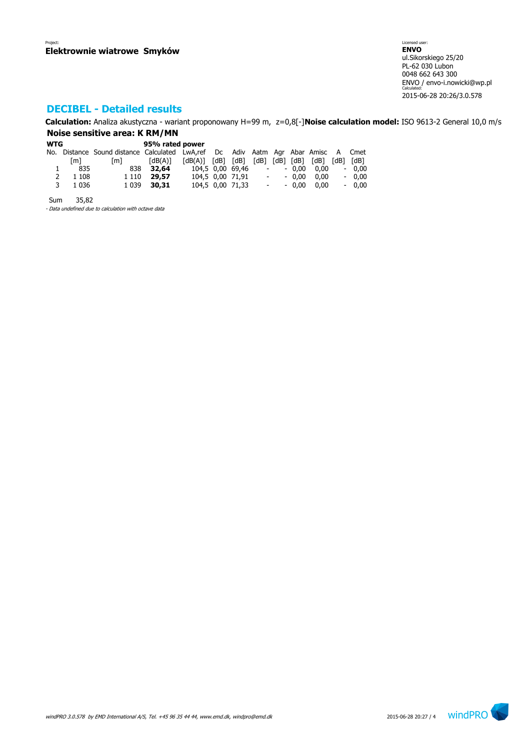Project:
**Elektrownie wiatrowe Smyków**

Licensed user:
**ENVO**
ul.Sikorskiego 25/20
PL-62 030 Lubon
0048 662 643 300
ENVO / envo-i.nowicki@wp.pl
Calculated:
2015-06-28 20:26/3.0.578

## DECIBEL - Detailed results

**Calculation:** Analiza akustyczna - wariant proponowany H=99 m, z=0,8[-]**Noise calculation model:** ISO 9613-2 General 10,0 m/s

### Noise sensitive area: K RM/MN

| WTG | | | 95% rated power | | | | | | | | | |
|---|---|---|---|---|---|---|---|---|---|---|---|---|
| No. | Distance | Sound distance | Calculated | LwA,ref | Dc | Adiv | Aatm | Agr | Abar | Amisc | A | Cmet |
| | [m] | [m] | [dB(A)] | [dB(A)] | [dB] | [dB] | [dB] | [dB] | [dB] | [dB] | [dB] | [dB] |
| 1 | 835 | 838 | **32,64** | 104,5 | 0,00 | 69,46 | - | - | 0,00 | 0,00 | - | 0,00 |
| 2 | 1 108 | 1 110 | **29,57** | 104,5 | 0,00 | 71,91 | - | - | 0,00 | 0,00 | - | 0,00 |
| 3 | 1 036 | 1 039 | **30,31** | 104,5 | 0,00 | 71,33 | - | - | 0,00 | 0,00 | - | 0,00 |

Sum 35,82

*- Data undefined due to calculation with octave data*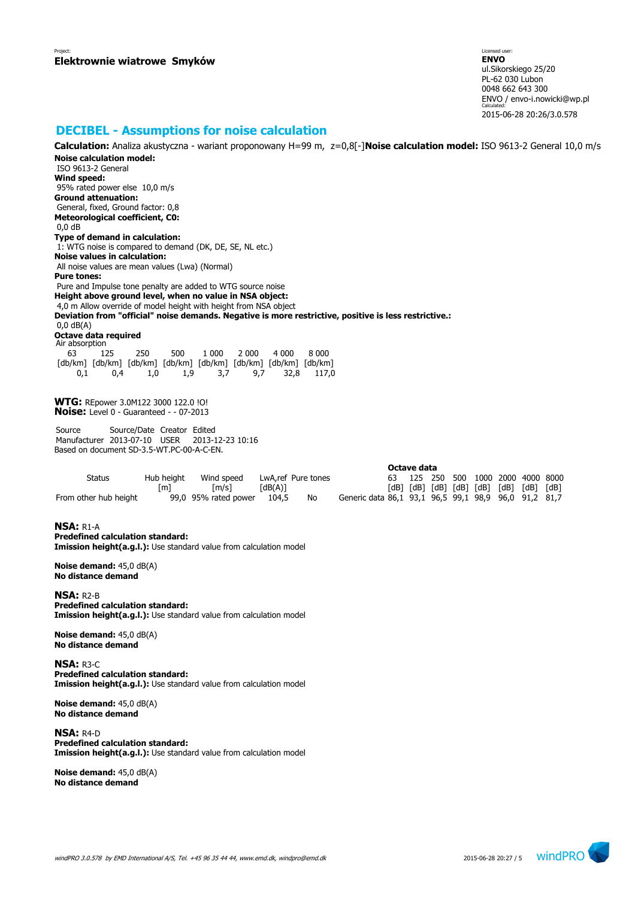Project:
**Elektrownie wiatrowe Smyków**

Licensed user:
**ENVO**
ul.Sikorskiego 25/20
PL-62 030 Lubon
0048 662 643 300
ENVO / envo-i.nowicki@wp.pl
Calculated:
2015-06-28 20:26/3.0.578

## DECIBEL - Assumptions for noise calculation

**Calculation:** Analiza akustyczna - wariant proponowany H=99 m, z=0,8[-]**Noise calculation model:** ISO 9613-2 General 10,0 m/s

**Noise calculation model:**
ISO 9613-2 General
**Wind speed:**
95% rated power else 10,0 m/s
**Ground attenuation:**
General, fixed, Ground factor: 0,8
**Meteorological coefficient, C0:**
0,0 dB
**Type of demand in calculation:**
1: WTG noise is compared to demand (DK, DE, SE, NL etc.)
**Noise values in calculation:**
All noise values are mean values (Lwa) (Normal)
**Pure tones:**
Pure and Impulse tone penalty are added to WTG source noise
**Height above ground level, when no value in NSA object:**
4,0 m Allow override of model height with height from NSA object
**Deviation from "official" noise demands. Negative is more restrictive, positive is less restrictive.:**
0,0 dB(A)
**Octave data required**
Air absorption

| 63 | 125 | 250 | 500 | 1 000 | 2 000 | 4 000 | 8 000 |
|---|---|---|---|---|---|---|---|
| [db/km] | [db/km] | [db/km] | [db/km] | [db/km] | [db/km] | [db/km] | [db/km] |
| 0,1 | 0,4 | 1,0 | 1,9 | 3,7 | 9,7 | 32,8 | 117,0 |

**WTG:** REpower 3.0M122 3000 122.0 !O!
**Noise:** Level 0 - Guaranteed - - 07-2013

| Source | Source/Date | Creator | Edited |
|---|---|---|---|
| Manufacturer | 2013-07-10 | USER | 2013-12-23 10:16 |

Based on document SD-3.5-WT.PC-00-A-C-EN.

| Status | Hub height | Wind speed | LwA,ref | Pure tones | | Octave data | | | | | | | |
|---|---|---|---|---|---|---|---|---|---|---|---|---|---|
| | | | | | | 63 | 125 | 250 | 500 | 1000 | 2000 | 4000 | 8000 |
| | [m] | [m/s] | [dB(A)] | | | [dB] | [dB] | [dB] | [dB] | [dB] | [dB] | [dB] | [dB] |
| From other hub height | 99,0 | 95% rated power | 104,5 | No | Generic data | 86,1 | 93,1 | 96,5 | 99,1 | 98,9 | 96,0 | 91,2 | 81,7 |

**NSA:** R1-A
**Predefined calculation standard:**
**Imission height(a.g.l.):** Use standard value from calculation model

**Noise demand:** 45,0 dB(A)
**No distance demand**

**NSA:** R2-B
**Predefined calculation standard:**
**Imission height(a.g.l.):** Use standard value from calculation model

**Noise demand:** 45,0 dB(A)
**No distance demand**

**NSA:** R3-C
**Predefined calculation standard:**
**Imission height(a.g.l.):** Use standard value from calculation model

**Noise demand:** 45,0 dB(A)
**No distance demand**

**NSA:** R4-D
**Predefined calculation standard:**
**Imission height(a.g.l.):** Use standard value from calculation model

**Noise demand:** 45,0 dB(A)
**No distance demand**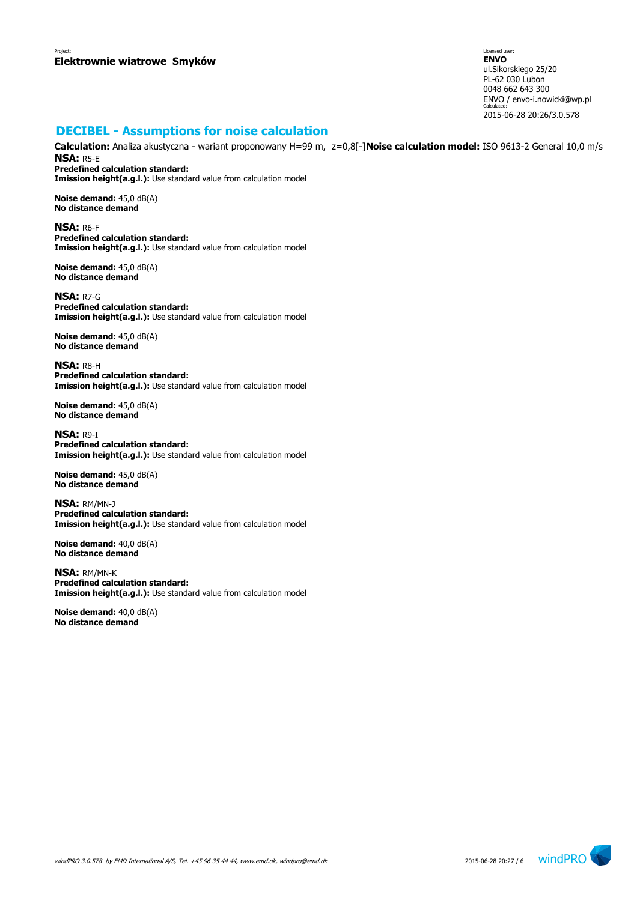Project:
**Elektrownie wiatrowe Smyków**

Licensed user:
**ENVO**
ul.Sikorskiego 25/20
PL-62 030 Lubon
0048 662 643 300
ENVO / envo-i.nowicki@wp.pl
Calculated:
2015-06-28 20:26/3.0.578

## DECIBEL - Assumptions for noise calculation

**Calculation:** Analiza akustyczna - wariant proponowany H=99 m, z=0,8[-]**Noise calculation model:** ISO 9613-2 General 10,0 m/s

**NSA:** R5-E
**Predefined calculation standard:**
**Imission height(a.g.l.):** Use standard value from calculation model

**Noise demand:** 45,0 dB(A)
**No distance demand**

**NSA:** R6-F
**Predefined calculation standard:**
**Imission height(a.g.l.):** Use standard value from calculation model

**Noise demand:** 45,0 dB(A)
**No distance demand**

**NSA:** R7-G
**Predefined calculation standard:**
**Imission height(a.g.l.):** Use standard value from calculation model

**Noise demand:** 45,0 dB(A)
**No distance demand**

**NSA:** R8-H
**Predefined calculation standard:**
**Imission height(a.g.l.):** Use standard value from calculation model

**Noise demand:** 45,0 dB(A)
**No distance demand**

**NSA:** R9-I
**Predefined calculation standard:**
**Imission height(a.g.l.):** Use standard value from calculation model

**Noise demand:** 45,0 dB(A)
**No distance demand**

**NSA:** RM/MN-J
**Predefined calculation standard:**
**Imission height(a.g.l.):** Use standard value from calculation model

**Noise demand:** 40,0 dB(A)
**No distance demand**

**NSA:** RM/MN-K
**Predefined calculation standard:**
**Imission height(a.g.l.):** Use standard value from calculation model

**Noise demand:** 40,0 dB(A)
**No distance demand**